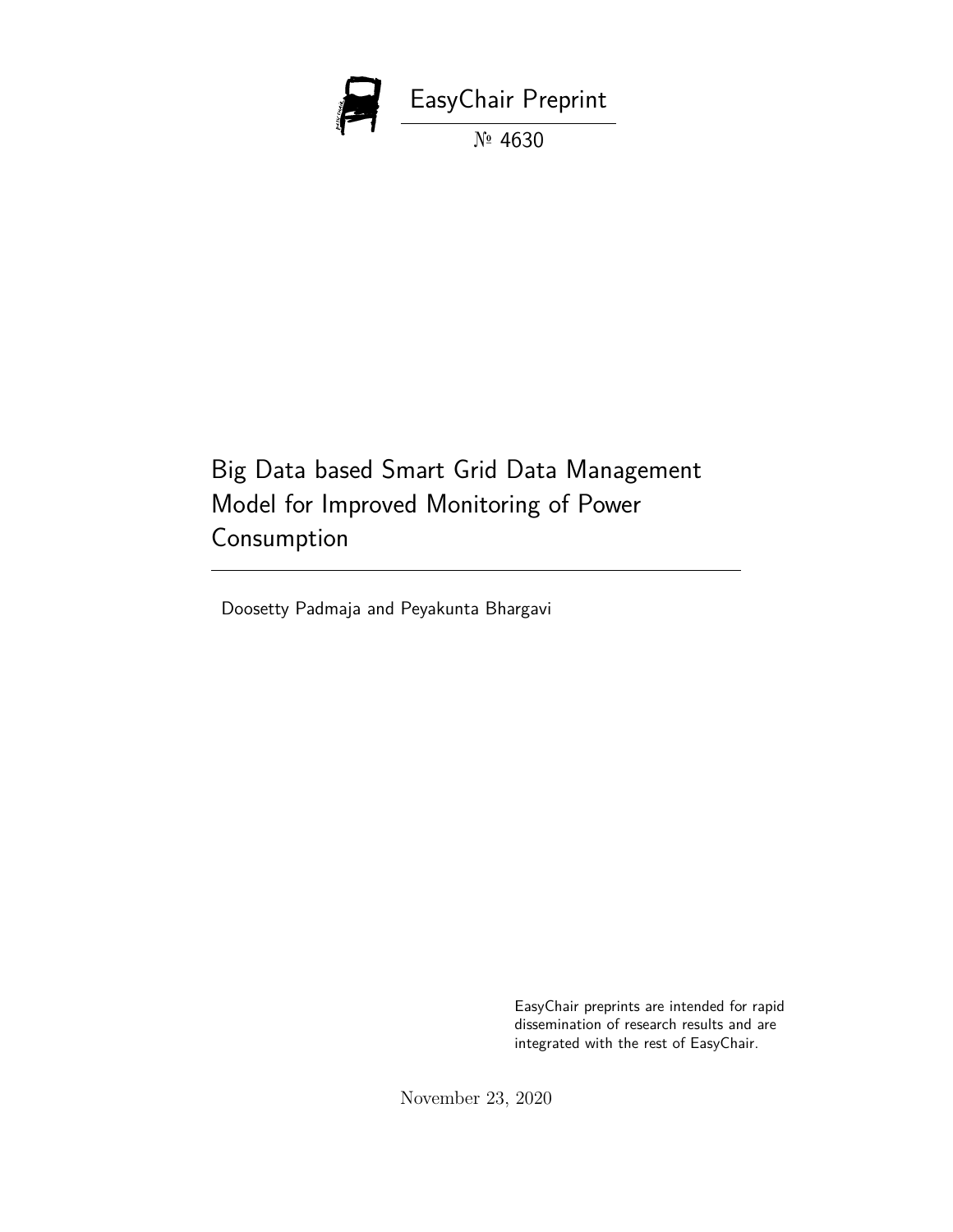EasyChair Preprint

№ 4630

# Big Data based Smart Grid Data Management Model for Improved Monitoring of Power Consumption

Doosetty Padmaja and Peyakunta Bhargavi

EasyChair preprints are intended for rapid dissemination of research results and are integrated with the rest of EasyChair.

November 23, 2020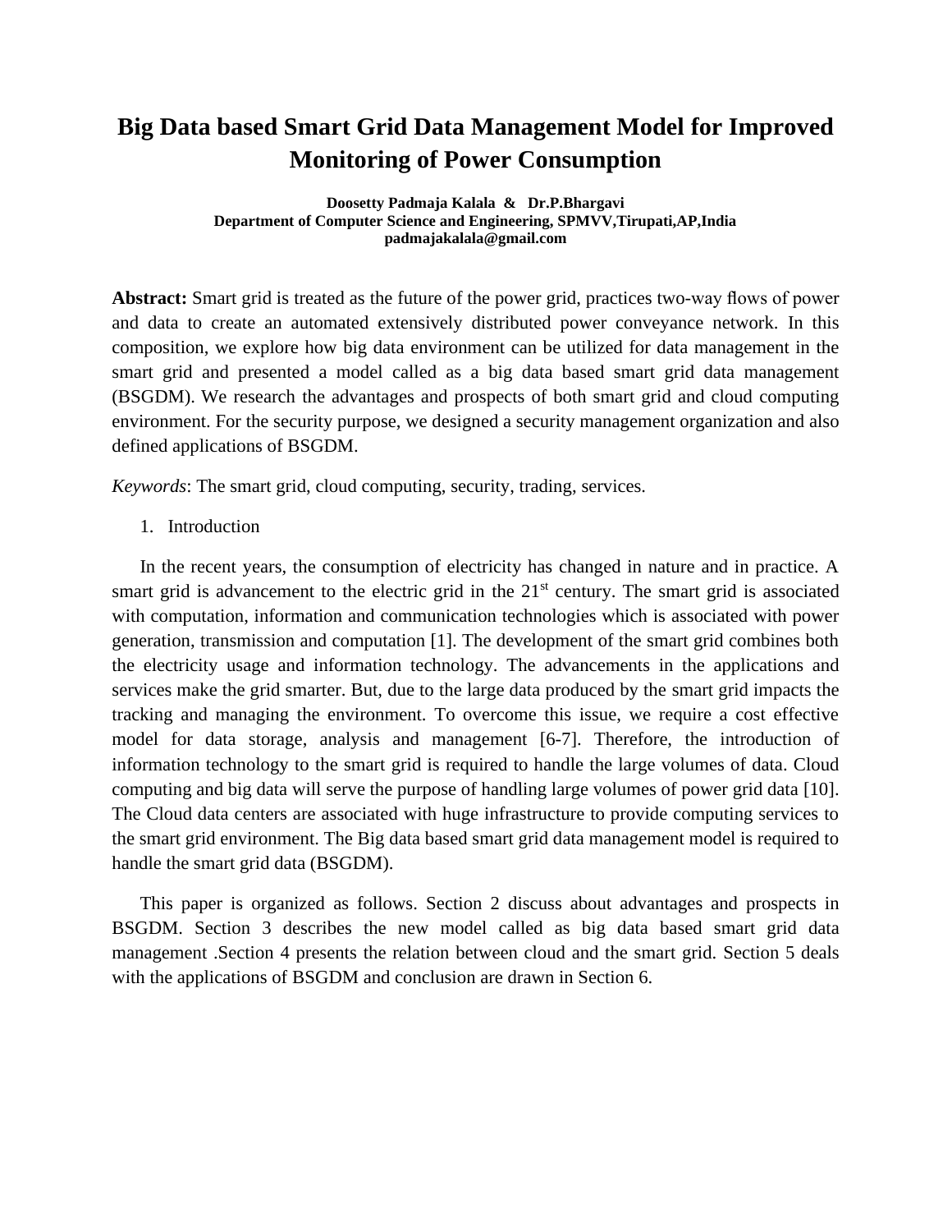# Big Data based Smart Grid Data Management Model for Improved Monitoring of Power Consumption

**Doosetty Padmaja Kalala & Dr.P.Bhargavi**
**Department of Computer Science and Engineering, SPMVV,Tirupati,AP,India**
**padmajakalala@gmail.com**

**Abstract:** Smart grid is treated as the future of the power grid, practices two-way flows of power and data to create an automated extensively distributed power conveyance network. In this composition, we explore how big data environment can be utilized for data management in the smart grid and presented a model called as a big data based smart grid data management (BSGDM). We research the advantages and prospects of both smart grid and cloud computing environment. For the security purpose, we designed a security management organization and also defined applications of BSGDM.

*Keywords*: The smart grid, cloud computing, security, trading, services.

1. Introduction

In the recent years, the consumption of electricity has changed in nature and in practice. A smart grid is advancement to the electric grid in the $21^{st}$ century. The smart grid is associated with computation, information and communication technologies which is associated with power generation, transmission and computation [1]. The development of the smart grid combines both the electricity usage and information technology. The advancements in the applications and services make the grid smarter. But, due to the large data produced by the smart grid impacts the tracking and managing the environment. To overcome this issue, we require a cost effective model for data storage, analysis and management [6-7]. Therefore, the introduction of information technology to the smart grid is required to handle the large volumes of data. Cloud computing and big data will serve the purpose of handling large volumes of power grid data [10]. The Cloud data centers are associated with huge infrastructure to provide computing services to the smart grid environment. The Big data based smart grid data management model is required to handle the smart grid data (BSGDM).

This paper is organized as follows. Section 2 discuss about advantages and prospects in BSGDM. Section 3 describes the new model called as big data based smart grid data management .Section 4 presents the relation between cloud and the smart grid. Section 5 deals with the applications of BSGDM and conclusion are drawn in Section 6.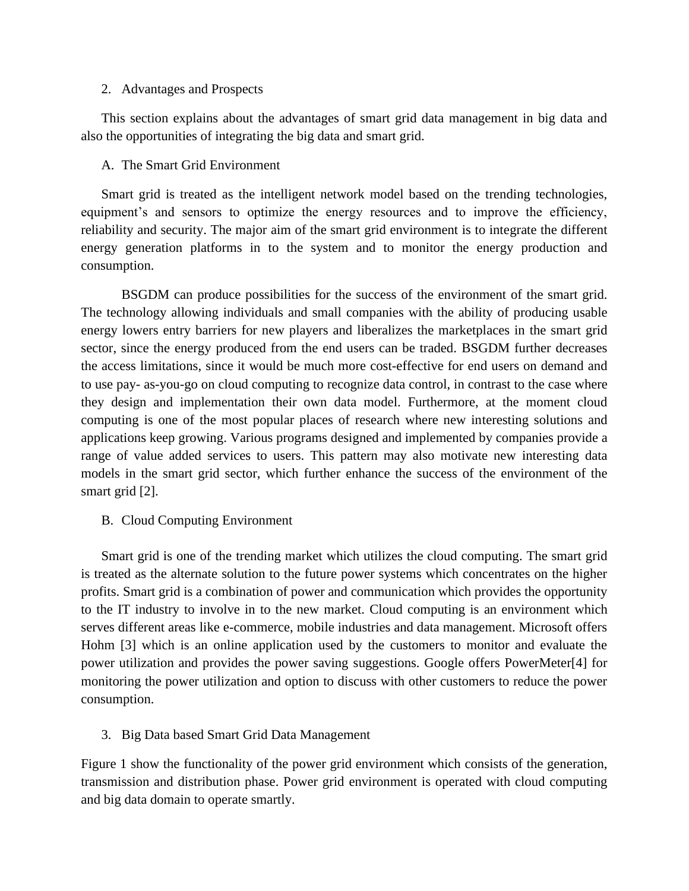## 2. Advantages and Prospects

This section explains about the advantages of smart grid data management in big data and also the opportunities of integrating the big data and smart grid.

### A. The Smart Grid Environment

Smart grid is treated as the intelligent network model based on the trending technologies, equipment's and sensors to optimize the energy resources and to improve the efficiency, reliability and security. The major aim of the smart grid environment is to integrate the different energy generation platforms in to the system and to monitor the energy production and consumption.

BSGDM can produce possibilities for the success of the environment of the smart grid. The technology allowing individuals and small companies with the ability of producing usable energy lowers entry barriers for new players and liberalizes the marketplaces in the smart grid sector, since the energy produced from the end users can be traded. BSGDM further decreases the access limitations, since it would be much more cost-effective for end users on demand and to use pay- as-you-go on cloud computing to recognize data control, in contrast to the case where they design and implementation their own data model. Furthermore, at the moment cloud computing is one of the most popular places of research where new interesting solutions and applications keep growing. Various programs designed and implemented by companies provide a range of value added services to users. This pattern may also motivate new interesting data models in the smart grid sector, which further enhance the success of the environment of the smart grid [2].

### B. Cloud Computing Environment

Smart grid is one of the trending market which utilizes the cloud computing. The smart grid is treated as the alternate solution to the future power systems which concentrates on the higher profits. Smart grid is a combination of power and communication which provides the opportunity to the IT industry to involve in to the new market. Cloud computing is an environment which serves different areas like e-commerce, mobile industries and data management. Microsoft offers Hohm [3] which is an online application used by the customers to monitor and evaluate the power utilization and provides the power saving suggestions. Google offers PowerMeter[4] for monitoring the power utilization and option to discuss with other customers to reduce the power consumption.

## 3. Big Data based Smart Grid Data Management

Figure 1 show the functionality of the power grid environment which consists of the generation, transmission and distribution phase. Power grid environment is operated with cloud computing and big data domain to operate smartly.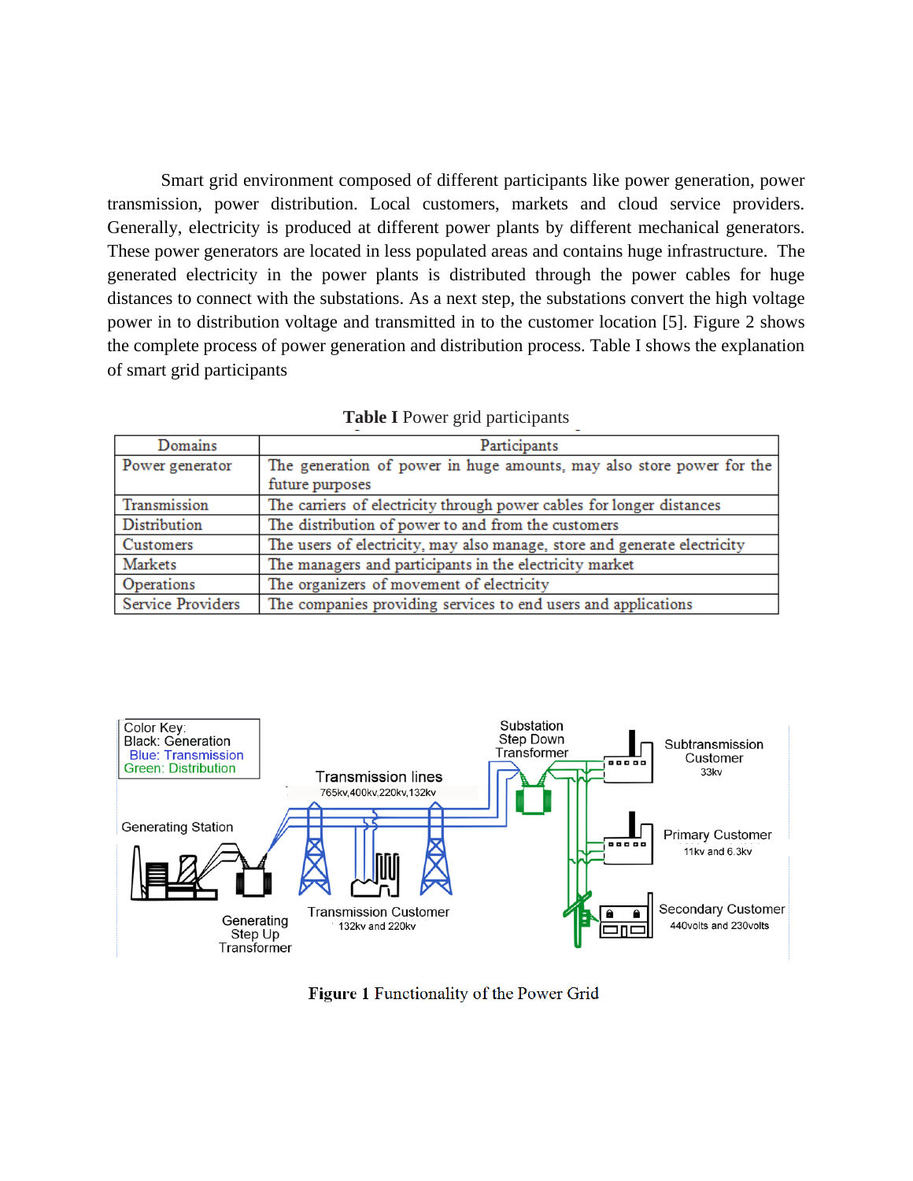Smart grid environment composed of different participants like power generation, power transmission, power distribution. Local customers, markets and cloud service providers. Generally, electricity is produced at different power plants by different mechanical generators. These power generators are located in less populated areas and contains huge infrastructure. The generated electricity in the power plants is distributed through the power cables for huge distances to connect with the substations. As a next step, the substations convert the high voltage power in to distribution voltage and transmitted in to the customer location [5]. Figure 2 shows the complete process of power generation and distribution process. Table I shows the explanation of smart grid participants

**Table I** Power grid participants

| Domains | Participants |
|---|---|
| Power generator | The generation of power in huge amounts, may also store power for the future purposes |
| Transmission | The carriers of electricity through power cables for longer distances |
| Distribution | The distribution of power to and from the customers |
| Customers | The users of electricity, may also manage, store and generate electricity |
| Markets | The managers and participants in the electricity market |
| Operations | The organizers of movement of electricity |
| Service Providers | The companies providing services to end users and applications |

**Figure 1** Functionality of the Power Grid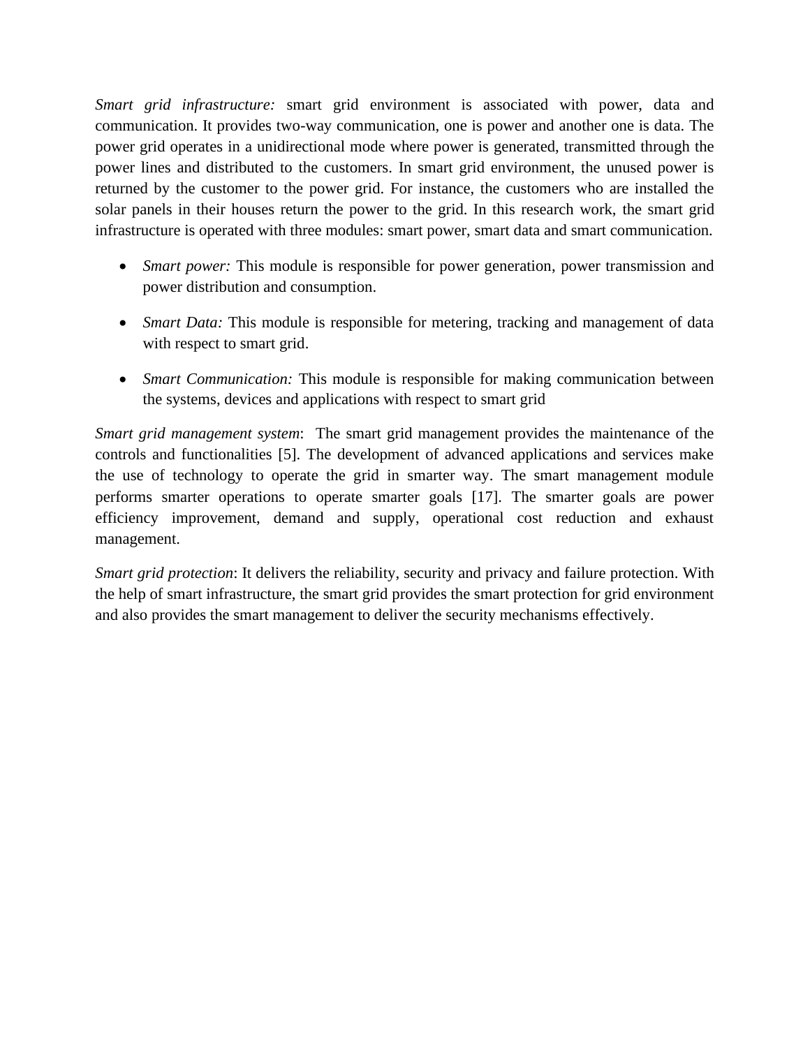*Smart grid infrastructure:* smart grid environment is associated with power, data and communication. It provides two-way communication, one is power and another one is data. The power grid operates in a unidirectional mode where power is generated, transmitted through the power lines and distributed to the customers. In smart grid environment, the unused power is returned by the customer to the power grid. For instance, the customers who are installed the solar panels in their houses return the power to the grid. In this research work, the smart grid infrastructure is operated with three modules: smart power, smart data and smart communication.

- *Smart power:* This module is responsible for power generation, power transmission and power distribution and consumption.
- *Smart Data:* This module is responsible for metering, tracking and management of data with respect to smart grid.
- *Smart Communication:* This module is responsible for making communication between the systems, devices and applications with respect to smart grid

*Smart grid management system*: The smart grid management provides the maintenance of the controls and functionalities [5]. The development of advanced applications and services make the use of technology to operate the grid in smarter way. The smart management module performs smarter operations to operate smarter goals [17]. The smarter goals are power efficiency improvement, demand and supply, operational cost reduction and exhaust management.

*Smart grid protection*: It delivers the reliability, security and privacy and failure protection. With the help of smart infrastructure, the smart grid provides the smart protection for grid environment and also provides the smart management to deliver the security mechanisms effectively.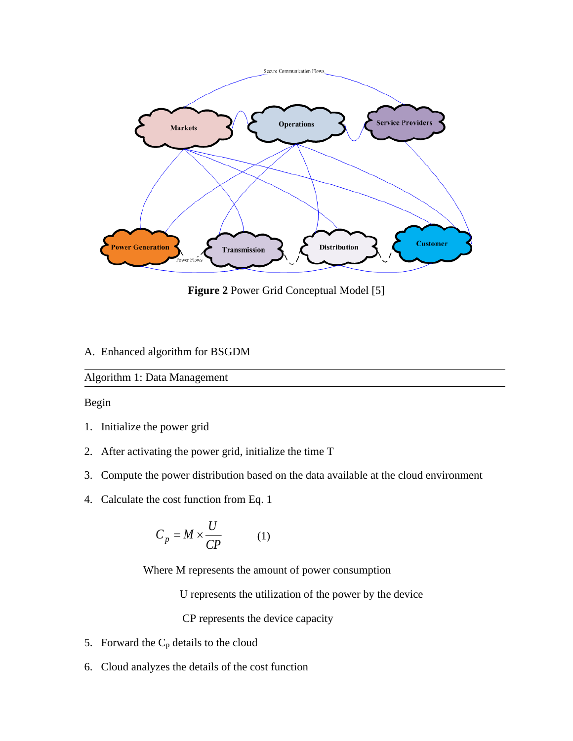**Figure 2** Power Grid Conceptual Model [5]

A. Enhanced algorithm for BSGDM

---

Algorithm 1: Data Management

---

Begin

1. Initialize the power grid
2. After activating the power grid, initialize the time T
3. Compute the power distribution based on the data available at the cloud environment
4. Calculate the cost function from Eq. 1

$$C_p = M \times \frac{U}{CP} \qquad (1)$$

Where M represents the amount of power consumption

U represents the utilization of the power by the device

CP represents the device capacity

5. Forward the $C_p$ details to the cloud
6. Cloud analyzes the details of the cost function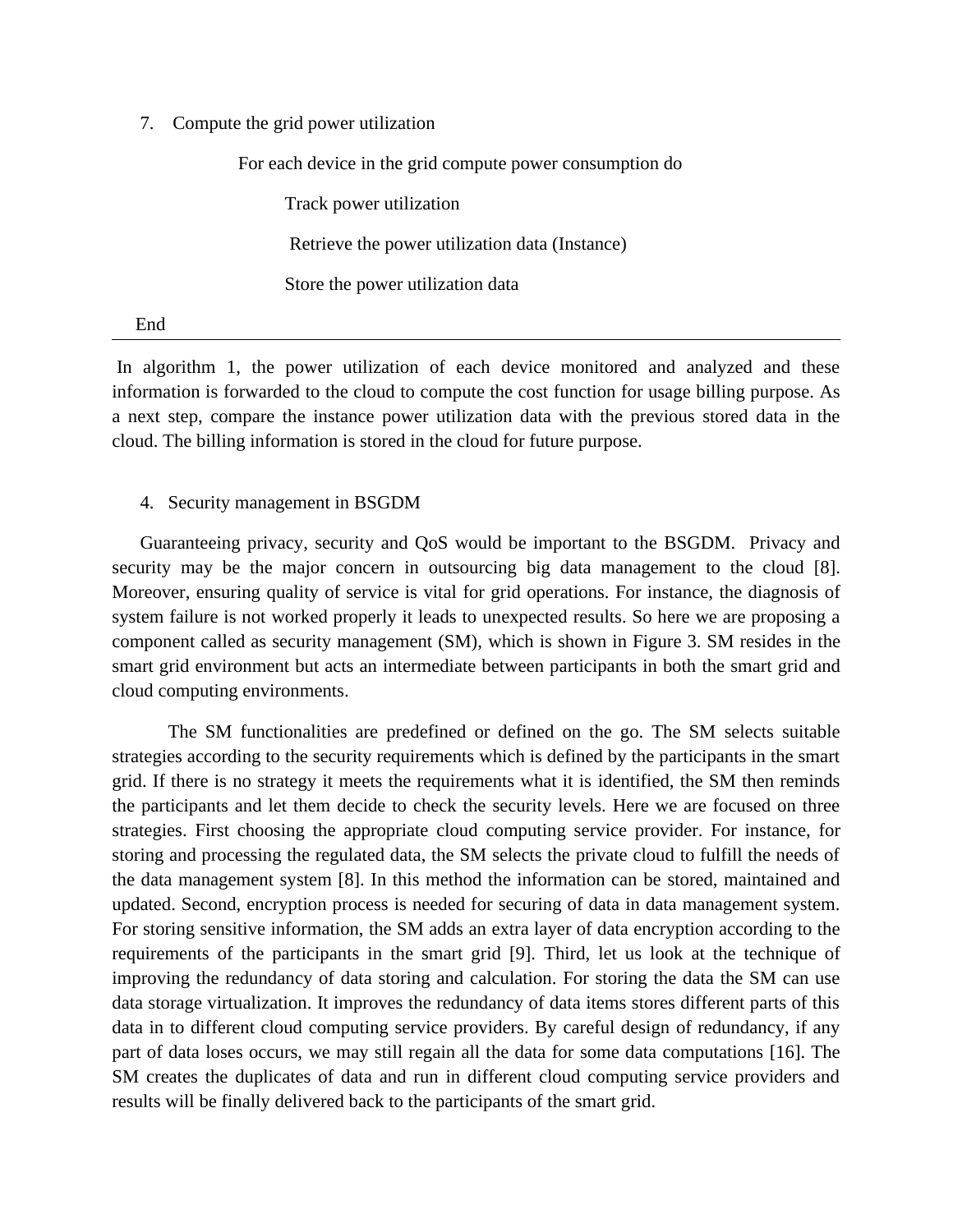7. Compute the grid power utilization

    For each device in the grid compute power consumption do

        Track power utilization

        Retrieve the power utilization data (Instance)

        Store the power utilization data

End

---

In algorithm 1, the power utilization of each device monitored and analyzed and these information is forwarded to the cloud to compute the cost function for usage billing purpose. As a next step, compare the instance power utilization data with the previous stored data in the cloud. The billing information is stored in the cloud for future purpose.

## 4. Security management in BSGDM

Guaranteeing privacy, security and QoS would be important to the BSGDM. Privacy and security may be the major concern in outsourcing big data management to the cloud [8]. Moreover, ensuring quality of service is vital for grid operations. For instance, the diagnosis of system failure is not worked properly it leads to unexpected results. So here we are proposing a component called as security management (SM), which is shown in Figure 3. SM resides in the smart grid environment but acts an intermediate between participants in both the smart grid and cloud computing environments.

The SM functionalities are predefined or defined on the go. The SM selects suitable strategies according to the security requirements which is defined by the participants in the smart grid. If there is no strategy it meets the requirements what it is identified, the SM then reminds the participants and let them decide to check the security levels. Here we are focused on three strategies. First choosing the appropriate cloud computing service provider. For instance, for storing and processing the regulated data, the SM selects the private cloud to fulfill the needs of the data management system [8]. In this method the information can be stored, maintained and updated. Second, encryption process is needed for securing of data in data management system. For storing sensitive information, the SM adds an extra layer of data encryption according to the requirements of the participants in the smart grid [9]. Third, let us look at the technique of improving the redundancy of data storing and calculation. For storing the data the SM can use data storage virtualization. It improves the redundancy of data items stores different parts of this data in to different cloud computing service providers. By careful design of redundancy, if any part of data loses occurs, we may still regain all the data for some data computations [16]. The SM creates the duplicates of data and run in different cloud computing service providers and results will be finally delivered back to the participants of the smart grid.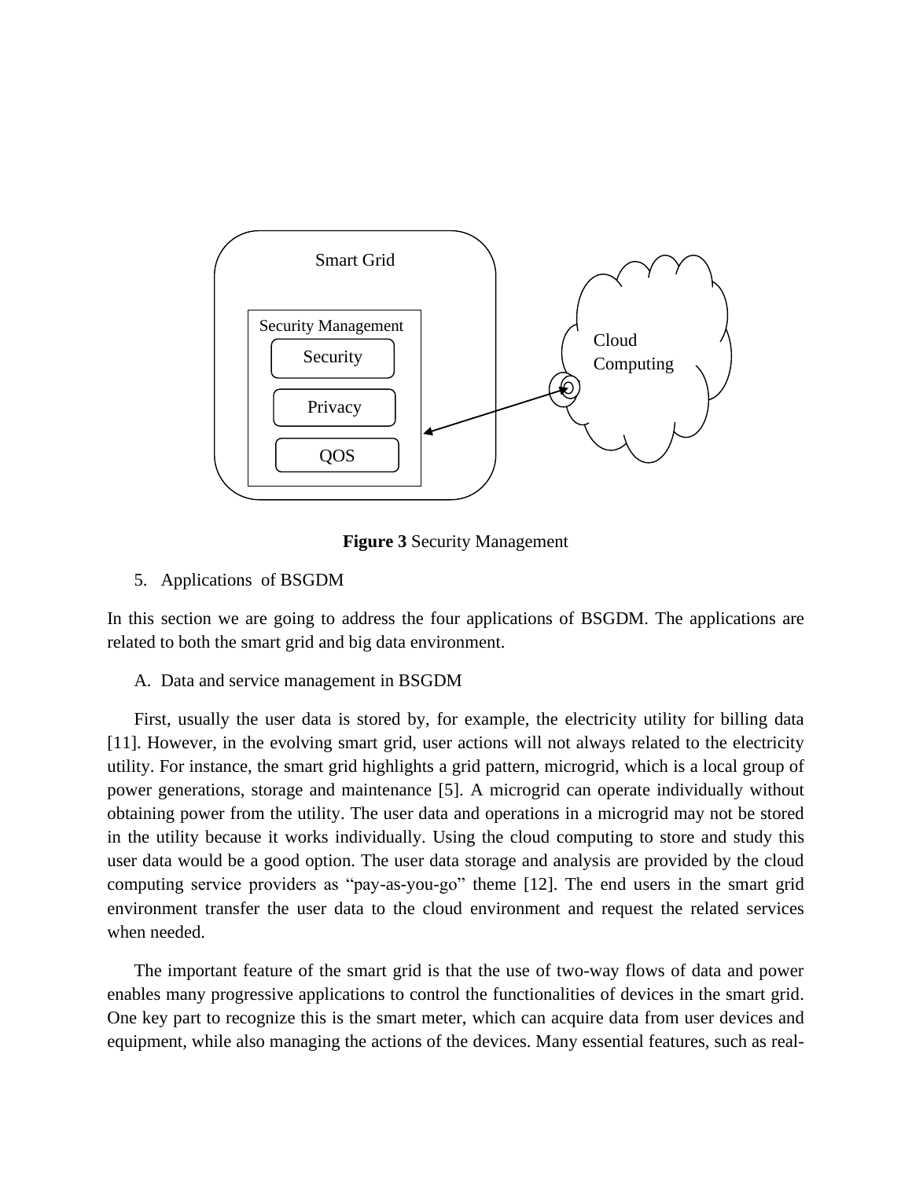**Figure 3** Security Management

5. Applications of BSGDM

In this section we are going to address the four applications of BSGDM. The applications are related to both the smart grid and big data environment.

A. Data and service management in BSGDM

First, usually the user data is stored by, for example, the electricity utility for billing data [11]. However, in the evolving smart grid, user actions will not always related to the electricity utility. For instance, the smart grid highlights a grid pattern, microgrid, which is a local group of power generations, storage and maintenance [5]. A microgrid can operate individually without obtaining power from the utility. The user data and operations in a microgrid may not be stored in the utility because it works individually. Using the cloud computing to store and study this user data would be a good option. The user data storage and analysis are provided by the cloud computing service providers as "pay-as-you-go" theme [12]. The end users in the smart grid environment transfer the user data to the cloud environment and request the related services when needed.

The important feature of the smart grid is that the use of two-way flows of data and power enables many progressive applications to control the functionalities of devices in the smart grid. One key part to recognize this is the smart meter, which can acquire data from user devices and equipment, while also managing the actions of the devices. Many essential features, such as real-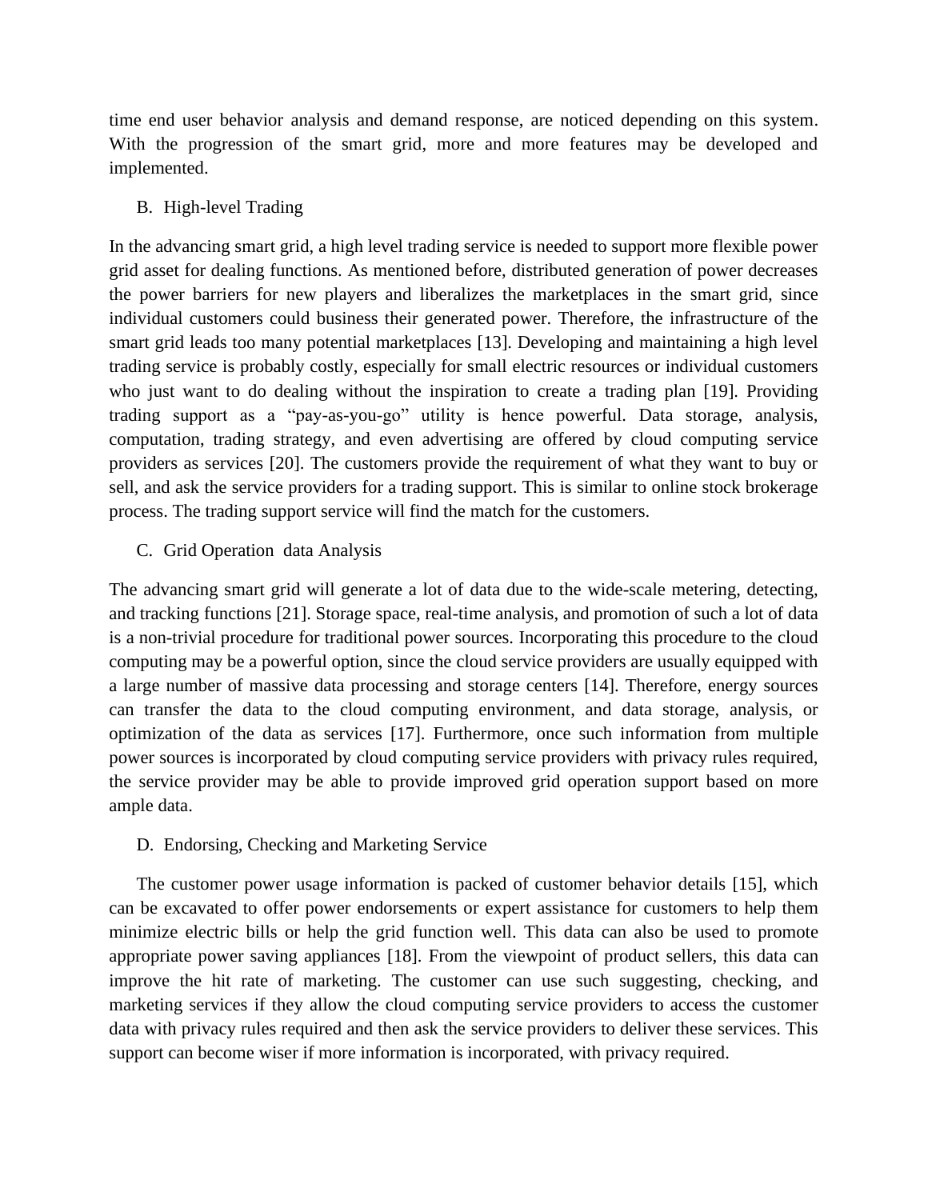time end user behavior analysis and demand response, are noticed depending on this system. With the progression of the smart grid, more and more features may be developed and implemented.

### B. High-level Trading

In the advancing smart grid, a high level trading service is needed to support more flexible power grid asset for dealing functions. As mentioned before, distributed generation of power decreases the power barriers for new players and liberalizes the marketplaces in the smart grid, since individual customers could business their generated power. Therefore, the infrastructure of the smart grid leads too many potential marketplaces [13]. Developing and maintaining a high level trading service is probably costly, especially for small electric resources or individual customers who just want to do dealing without the inspiration to create a trading plan [19]. Providing trading support as a "pay-as-you-go" utility is hence powerful. Data storage, analysis, computation, trading strategy, and even advertising are offered by cloud computing service providers as services [20]. The customers provide the requirement of what they want to buy or sell, and ask the service providers for a trading support. This is similar to online stock brokerage process. The trading support service will find the match for the customers.

### C. Grid Operation data Analysis

The advancing smart grid will generate a lot of data due to the wide-scale metering, detecting, and tracking functions [21]. Storage space, real-time analysis, and promotion of such a lot of data is a non-trivial procedure for traditional power sources. Incorporating this procedure to the cloud computing may be a powerful option, since the cloud service providers are usually equipped with a large number of massive data processing and storage centers [14]. Therefore, energy sources can transfer the data to the cloud computing environment, and data storage, analysis, or optimization of the data as services [17]. Furthermore, once such information from multiple power sources is incorporated by cloud computing service providers with privacy rules required, the service provider may be able to provide improved grid operation support based on more ample data.

### D. Endorsing, Checking and Marketing Service

The customer power usage information is packed of customer behavior details [15], which can be excavated to offer power endorsements or expert assistance for customers to help them minimize electric bills or help the grid function well. This data can also be used to promote appropriate power saving appliances [18]. From the viewpoint of product sellers, this data can improve the hit rate of marketing. The customer can use such suggesting, checking, and marketing services if they allow the cloud computing service providers to access the customer data with privacy rules required and then ask the service providers to deliver these services. This support can become wiser if more information is incorporated, with privacy required.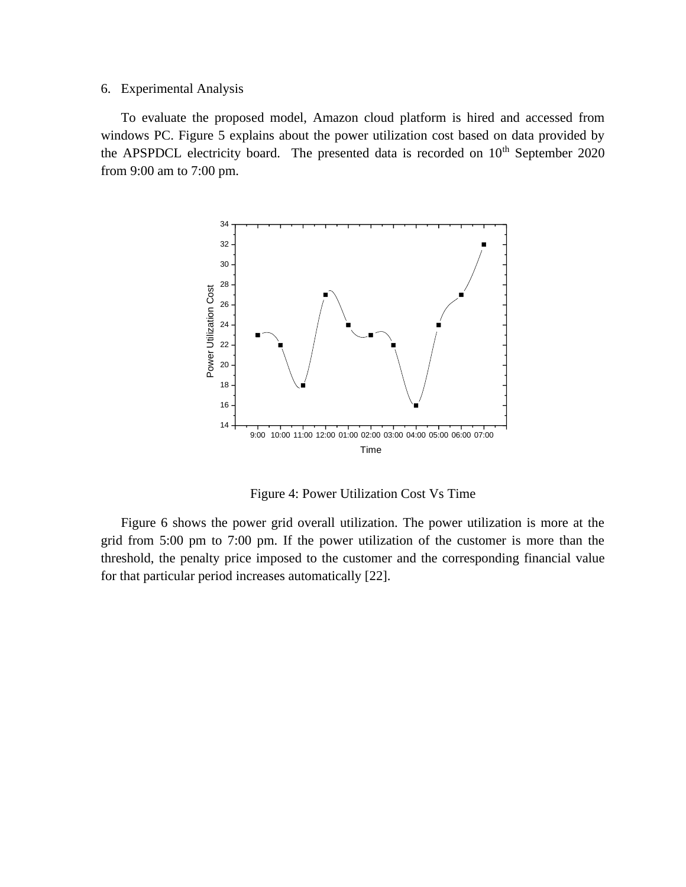## 6. Experimental Analysis

To evaluate the proposed model, Amazon cloud platform is hired and accessed from windows PC. Figure 5 explains about the power utilization cost based on data provided by the APSPDCL electricity board. The presented data is recorded on 10th September 2020 from 9:00 am to 7:00 pm.

Figure 4: Power Utilization Cost Vs Time

Figure 6 shows the power grid overall utilization. The power utilization is more at the grid from 5:00 pm to 7:00 pm. If the power utilization of the customer is more than the threshold, the penalty price imposed to the customer and the corresponding financial value for that particular period increases automatically [22].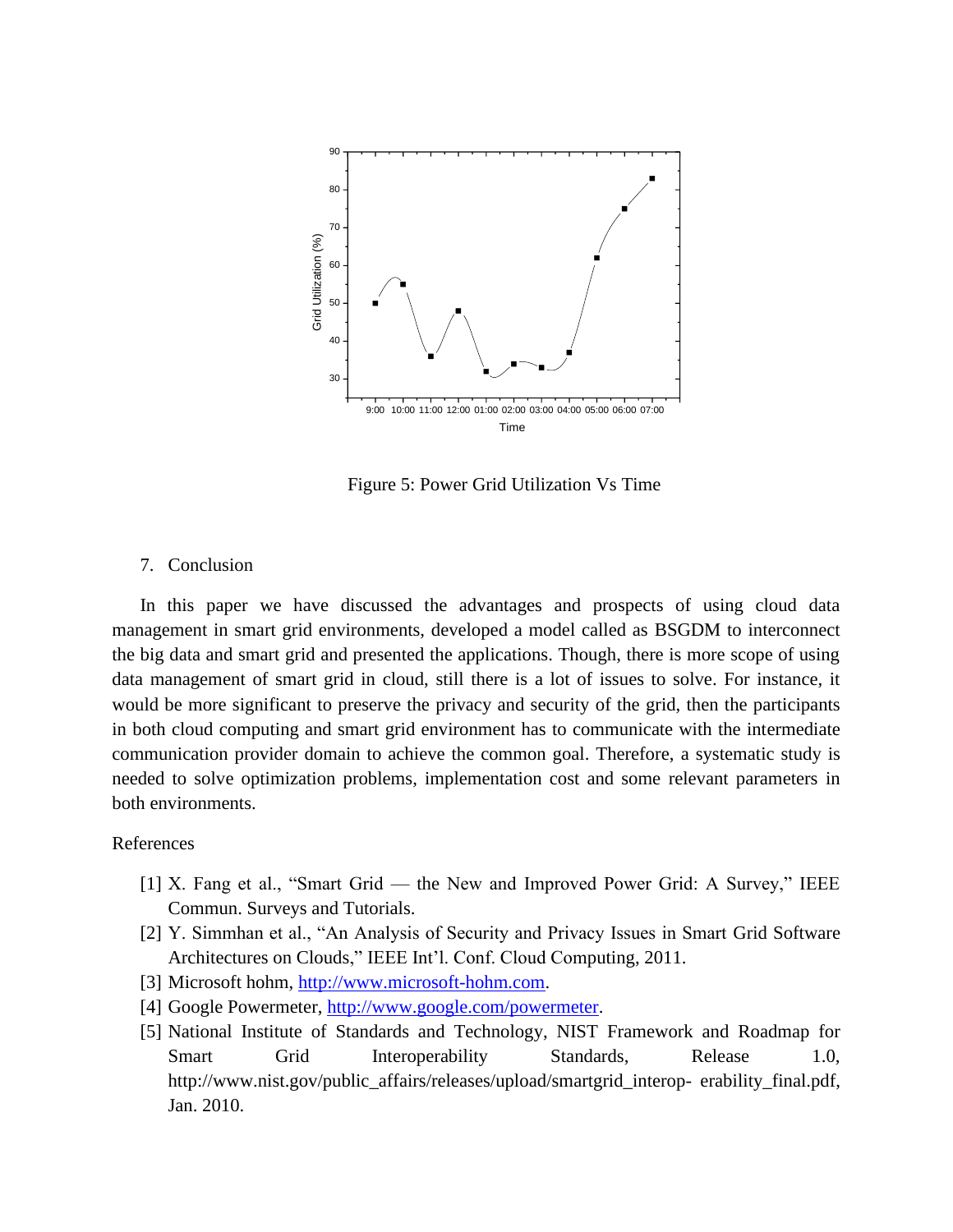Figure 5: Power Grid Utilization Vs Time

## 7. Conclusion

In this paper we have discussed the advantages and prospects of using cloud data management in smart grid environments, developed a model called as BSGDM to interconnect the big data and smart grid and presented the applications. Though, there is more scope of using data management of smart grid in cloud, still there is a lot of issues to solve. For instance, it would be more significant to preserve the privacy and security of the grid, then the participants in both cloud computing and smart grid environment has to communicate with the intermediate communication provider domain to achieve the common goal. Therefore, a systematic study is needed to solve optimization problems, implementation cost and some relevant parameters in both environments.

## References

[1] X. Fang et al., "Smart Grid — the New and Improved Power Grid: A Survey," IEEE Commun. Surveys and Tutorials.

[2] Y. Simmhan et al., "An Analysis of Security and Privacy Issues in Smart Grid Software Architectures on Clouds," IEEE Int'l. Conf. Cloud Computing, 2011.

[3] Microsoft hohm, http://www.microsoft-hohm.com.

[4] Google Powermeter, http://www.google.com/powermeter.

[5] National Institute of Standards and Technology, NIST Framework and Roadmap for Smart Grid Interoperability Standards, Release 1.0, http://www.nist.gov/public_affairs/releases/upload/smartgrid_interop- erability_final.pdf, Jan. 2010.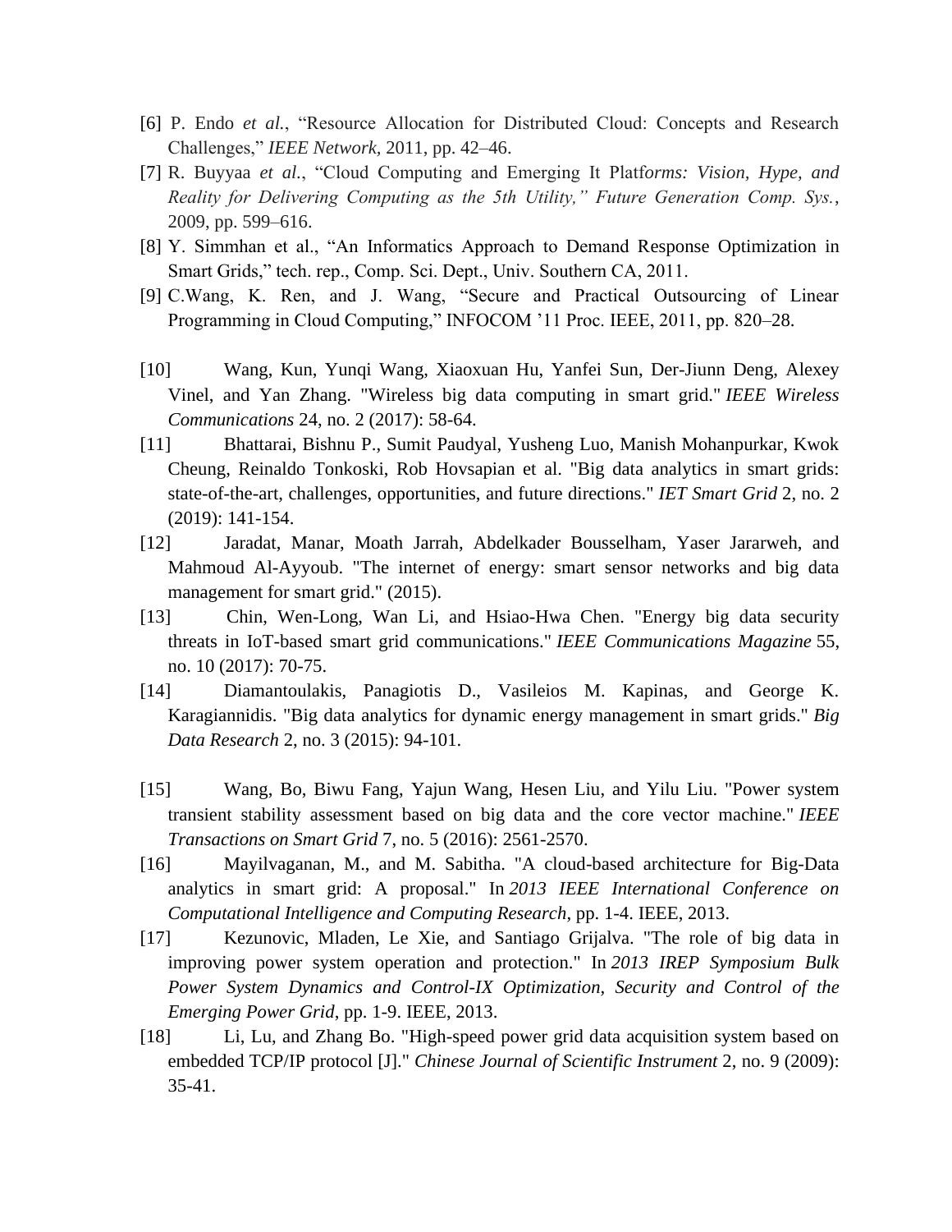[6] P. Endo *et al.*, "Resource Allocation for Distributed Cloud: Concepts and Research Challenges," *IEEE Network*, 2011, pp. 42–46.

[7] R. Buyyaa *et al.*, "Cloud Computing and Emerging It Platf*orms: Vision, Hype, and Reality for Delivering Computing as the 5th Utility," Future Generation Comp. Sys.*, 2009, pp. 599–616.

[8] Y. Simmhan et al., "An Informatics Approach to Demand Response Optimization in Smart Grids," tech. rep., Comp. Sci. Dept., Univ. Southern CA, 2011.

[9] C.Wang, K. Ren, and J. Wang, "Secure and Practical Outsourcing of Linear Programming in Cloud Computing," INFOCOM '11 Proc. IEEE, 2011, pp. 820–28.

[10] Wang, Kun, Yunqi Wang, Xiaoxuan Hu, Yanfei Sun, Der-Jiunn Deng, Alexey Vinel, and Yan Zhang. "Wireless big data computing in smart grid." *IEEE Wireless Communications* 24, no. 2 (2017): 58-64.

[11] Bhattarai, Bishnu P., Sumit Paudyal, Yusheng Luo, Manish Mohanpurkar, Kwok Cheung, Reinaldo Tonkoski, Rob Hovsapian et al. "Big data analytics in smart grids: state-of-the-art, challenges, opportunities, and future directions." *IET Smart Grid* 2, no. 2 (2019): 141-154.

[12] Jaradat, Manar, Moath Jarrah, Abdelkader Bousselham, Yaser Jararweh, and Mahmoud Al-Ayyoub. "The internet of energy: smart sensor networks and big data management for smart grid." (2015).

[13] Chin, Wen-Long, Wan Li, and Hsiao-Hwa Chen. "Energy big data security threats in IoT-based smart grid communications." *IEEE Communications Magazine* 55, no. 10 (2017): 70-75.

[14] Diamantoulakis, Panagiotis D., Vasileios M. Kapinas, and George K. Karagiannidis. "Big data analytics for dynamic energy management in smart grids." *Big Data Research* 2, no. 3 (2015): 94-101.

[15] Wang, Bo, Biwu Fang, Yajun Wang, Hesen Liu, and Yilu Liu. "Power system transient stability assessment based on big data and the core vector machine." *IEEE Transactions on Smart Grid* 7, no. 5 (2016): 2561-2570.

[16] Mayilvaganan, M., and M. Sabitha. "A cloud-based architecture for Big-Data analytics in smart grid: A proposal." In *2013 IEEE International Conference on Computational Intelligence and Computing Research*, pp. 1-4. IEEE, 2013.

[17] Kezunovic, Mladen, Le Xie, and Santiago Grijalva. "The role of big data in improving power system operation and protection." In *2013 IREP Symposium Bulk Power System Dynamics and Control-IX Optimization, Security and Control of the Emerging Power Grid*, pp. 1-9. IEEE, 2013.

[18] Li, Lu, and Zhang Bo. "High-speed power grid data acquisition system based on embedded TCP/IP protocol [J]." *Chinese Journal of Scientific Instrument* 2, no. 9 (2009): 35-41.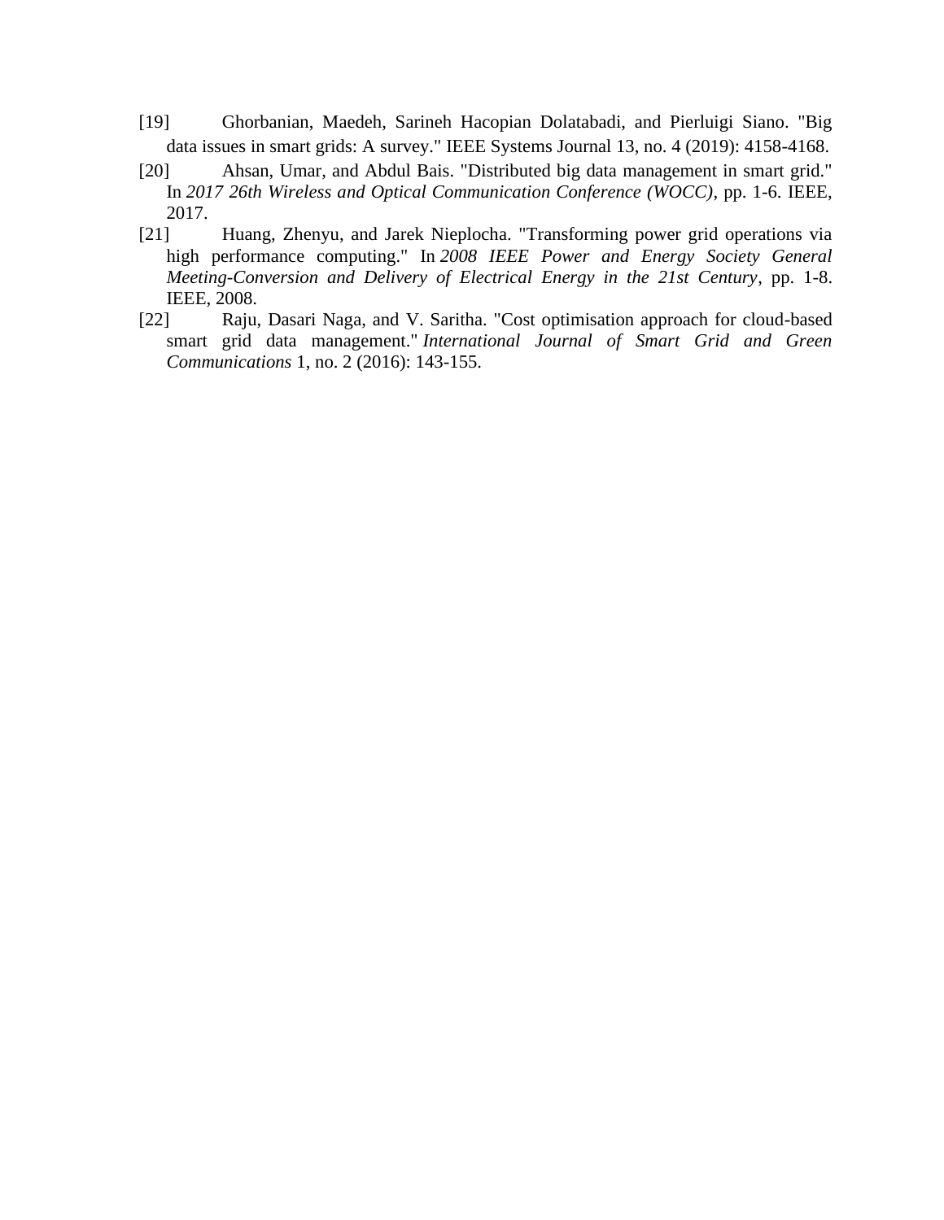[19] Ghorbanian, Maedeh, Sarineh Hacopian Dolatabadi, and Pierluigi Siano. "Big data issues in smart grids: A survey." IEEE Systems Journal 13, no. 4 (2019): 4158-4168.

[20] Ahsan, Umar, and Abdul Bais. "Distributed big data management in smart grid." In *2017 26th Wireless and Optical Communication Conference (WOCC)*, pp. 1-6. IEEE, 2017.

[21] Huang, Zhenyu, and Jarek Nieplocha. "Transforming power grid operations via high performance computing." In *2008 IEEE Power and Energy Society General Meeting-Conversion and Delivery of Electrical Energy in the 21st Century*, pp. 1-8. IEEE, 2008.

[22] Raju, Dasari Naga, and V. Saritha. "Cost optimisation approach for cloud-based smart grid data management." *International Journal of Smart Grid and Green Communications* 1, no. 2 (2016): 143-155.